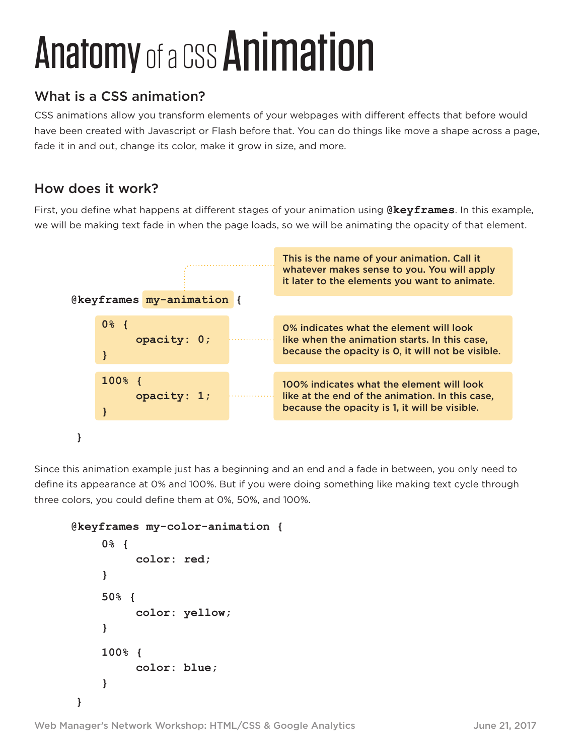# Anatomy of a CSS Animation

## What is a CSS animation?

CSS animations allow you transform elements of your webpages with different effects that before would have been created with Javascript or Flash before that. You can do things like move a shape across a page, fade it in and out, change its color, make it grow in size, and more.

## How does it work?

First, you define what happens at different stages of your animation using **@keyframes**. In this example, we will be making text fade in when the page loads, so we will be animating the opacity of that element.

```
@keyframes my-animation {
    0% {
        opacity: 0;
    }
    100% {
        opacity: 1;
    }
}
```

**my-animation:** This is the name of your animation. Call it whatever makes sense to you. You will apply it later to the elements you want to animate.

**0%:** 0% indicates what the element will look like when the animation starts. In this case, because the opacity is 0, it will not be visible.

**100%:** 100% indicates what the element will look like at the end of the animation. In this case, because the opacity is 1, it will be visible.

Since this animation example just has a beginning and an end and a fade in between, you only need to define its appearance at 0% and 100%. But if you were doing something like making text cycle through three colors, you could define them at 0%, 50%, and 100%.

```
@keyframes my-color-animation {
    0% {
        color: red;
    }
    50% {
        color: yellow;
    }
    100% {
        color: blue;
    }
}
```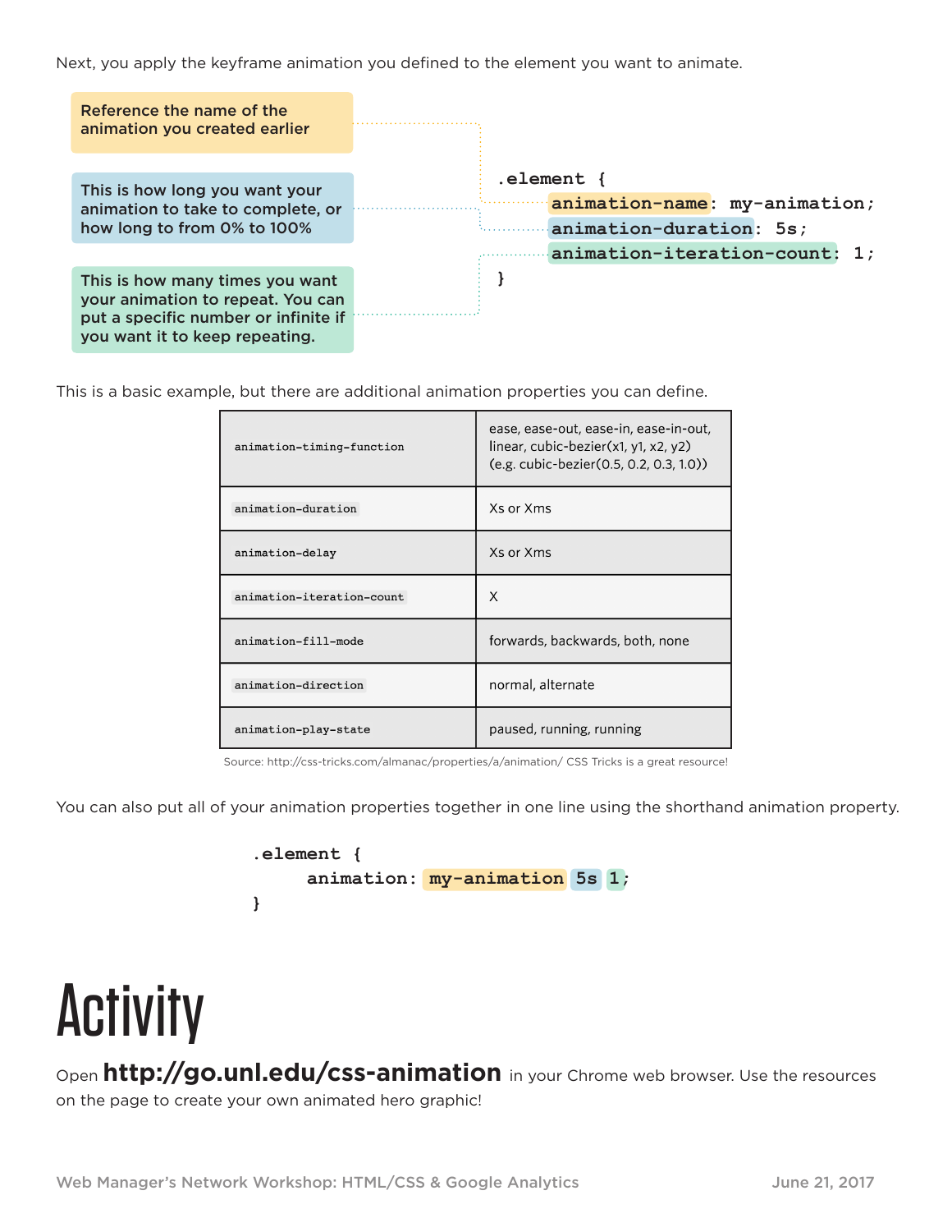Next, you apply the keyframe animation you defined to the element you want to animate.

Reference the name of the animation you created earlier

This is how long you want your animation to take to complete, or how long to from 0% to 100%

This is how many times you want your animation to repeat. You can put a specific number or infinite if you want it to keep repeating.

```
.element {
    animation-name: my-animation;
    animation-duration: 5s;
    animation-iteration-count: 1;
}
```

This is a basic example, but there are additional animation properties you can define.

| | |
|---|---|
| `animation-timing-function` | ease, ease-out, ease-in, ease-in-out, linear, cubic-bezier(x1, y1, x2, y2) (e.g. cubic-bezier(0.5, 0.2, 0.3, 1.0)) |
| `animation-duration` | Xs or Xms |
| `animation-delay` | Xs or Xms |
| `animation-iteration-count` | X |
| `animation-fill-mode` | forwards, backwards, both, none |
| `animation-direction` | normal, alternate |
| `animation-play-state` | paused, running, running |

Source: http://css-tricks.com/almanac/properties/a/animation/ CSS Tricks is a great resource!

You can also put all of your animation properties together in one line using the shorthand animation property.

```
.element {
    animation: my-animation 5s 1;
}
```

# Activity

Open **http://go.unl.edu/css-animation** in your Chrome web browser. Use the resources on the page to create your own animated hero graphic!